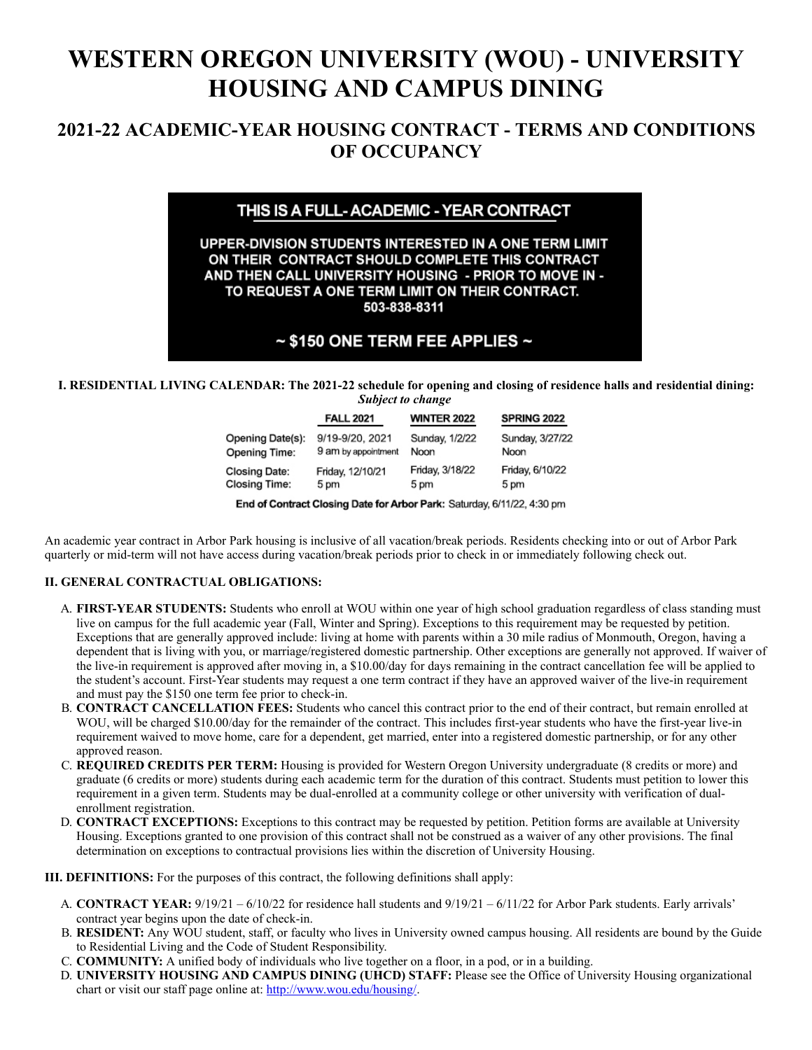# WESTERN OREGON UNIVERSITY (WOU) - UNIVERSITY HOUSING AND CAMPUS DINING

## 2021-22 ACADEMIC-YEAR HOUSING CONTRACT - TERMS AND CONDITIONS OF OCCUPANCY

**THIS IS A FULL- ACADEMIC - YEAR CONTRACT**

**UPPER-DIVISION STUDENTS INTERESTED IN A ONE TERM LIMIT ON THEIR CONTRACT SHOULD COMPLETE THIS CONTRACT AND THEN CALL UNIVERSITY HOUSING - PRIOR TO MOVE IN - TO REQUEST A ONE TERM LIMIT ON THEIR CONTRACT. 503-838-8311**

**~ $150 ONE TERM FEE APPLIES ~**

**I. RESIDENTIAL LIVING CALENDAR: The 2021-22 schedule for opening and closing of residence halls and residential dining:**
***Subject to change***

| | FALL 2021 | WINTER 2022 | SPRING 2022 |
|---|---|---|---|
| Opening Date(s): | 9/19-9/20, 2021 | Sunday, 1/2/22 | Sunday, 3/27/22 |
| Opening Time: | 9 am by appointment | Noon | Noon |
| Closing Date: | Friday, 12/10/21 | Friday, 3/18/22 | Friday, 6/10/22 |
| Closing Time: | 5 pm | 5 pm | 5 pm |

**End of Contract Closing Date for Arbor Park:** Saturday, 6/11/22, 4:30 pm

An academic year contract in Arbor Park housing is inclusive of all vacation/break periods. Residents checking into or out of Arbor Park quarterly or mid-term will not have access during vacation/break periods prior to check in or immediately following check out.

**II. GENERAL CONTRACTUAL OBLIGATIONS:**

A. **FIRST-YEAR STUDENTS:** Students who enroll at WOU within one year of high school graduation regardless of class standing must live on campus for the full academic year (Fall, Winter and Spring). Exceptions to this requirement may be requested by petition. Exceptions that are generally approved include: living at home with parents within a 30 mile radius of Monmouth, Oregon, having a dependent that is living with you, or marriage/registered domestic partnership. Other exceptions are generally not approved. If waiver of the live-in requirement is approved after moving in, a $10.00/day for days remaining in the contract cancellation fee will be applied to the student's account. First-Year students may request a one term contract if they have an approved waiver of the live-in requirement and must pay the $150 one term fee prior to check-in.

B. **CONTRACT CANCELLATION FEES:** Students who cancel this contract prior to the end of their contract, but remain enrolled at WOU, will be charged $10.00/day for the remainder of the contract. This includes first-year students who have the first-year live-in requirement waived to move home, care for a dependent, get married, enter into a registered domestic partnership, or for any other approved reason.

C. **REQUIRED CREDITS PER TERM:** Housing is provided for Western Oregon University undergraduate (8 credits or more) and graduate (6 credits or more) students during each academic term for the duration of this contract. Students must petition to lower this requirement in a given term. Students may be dual-enrolled at a community college or other university with verification of dual-enrollment registration.

D. **CONTRACT EXCEPTIONS:** Exceptions to this contract may be requested by petition. Petition forms are available at University Housing. Exceptions granted to one provision of this contract shall not be construed as a waiver of any other provisions. The final determination on exceptions to contractual provisions lies within the discretion of University Housing.

**III. DEFINITIONS:** For the purposes of this contract, the following definitions shall apply:

A. **CONTRACT YEAR:** 9/19/21 – 6/10/22 for residence hall students and 9/19/21 – 6/11/22 for Arbor Park students. Early arrivals' contract year begins upon the date of check-in.

B. **RESIDENT:** Any WOU student, staff, or faculty who lives in University owned campus housing. All residents are bound by the Guide to Residential Living and the Code of Student Responsibility.

C. **COMMUNITY:** A unified body of individuals who live together on a floor, in a pod, or in a building.

D. **UNIVERSITY HOUSING AND CAMPUS DINING (UHCD) STAFF:** Please see the Office of University Housing organizational chart or visit our staff page online at: http://www.wou.edu/housing/.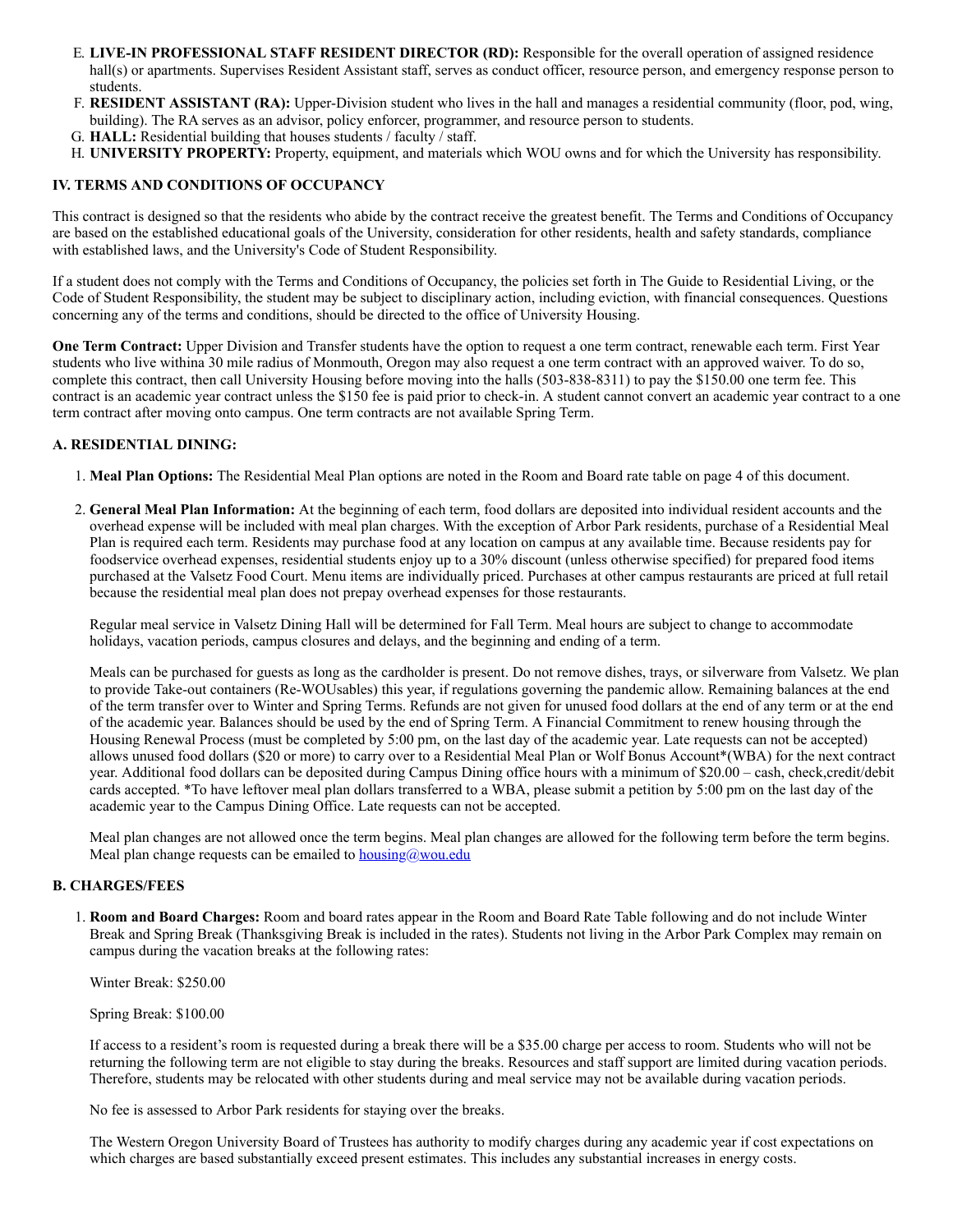E. **LIVE-IN PROFESSIONAL STAFF RESIDENT DIRECTOR (RD):** Responsible for the overall operation of assigned residence hall(s) or apartments. Supervises Resident Assistant staff, serves as conduct officer, resource person, and emergency response person to students.
F. **RESIDENT ASSISTANT (RA):** Upper-Division student who lives in the hall and manages a residential community (floor, pod, wing, building). The RA serves as an advisor, policy enforcer, programmer, and resource person to students.
G. **HALL:** Residential building that houses students / faculty / staff.
H. **UNIVERSITY PROPERTY:** Property, equipment, and materials which WOU owns and for which the University has responsibility.

## IV. TERMS AND CONDITIONS OF OCCUPANCY

This contract is designed so that the residents who abide by the contract receive the greatest benefit. The Terms and Conditions of Occupancy are based on the established educational goals of the University, consideration for other residents, health and safety standards, compliance with established laws, and the University's Code of Student Responsibility.

If a student does not comply with the Terms and Conditions of Occupancy, the policies set forth in The Guide to Residential Living, or the Code of Student Responsibility, the student may be subject to disciplinary action, including eviction, with financial consequences. Questions concerning any of the terms and conditions, should be directed to the office of University Housing.

**One Term Contract:** Upper Division and Transfer students have the option to request a one term contract, renewable each term. First Year students who live withina 30 mile radius of Monmouth, Oregon may also request a one term contract with an approved waiver. To do so, complete this contract, then call University Housing before moving into the halls (503-838-8311) to pay the $150.00 one term fee. This contract is an academic year contract unless the $150 fee is paid prior to check-in. A student cannot convert an academic year contract to a one term contract after moving onto campus. One term contracts are not available Spring Term.

### A. RESIDENTIAL DINING:

1. **Meal Plan Options:** The Residential Meal Plan options are noted in the Room and Board rate table on page 4 of this document.

2. **General Meal Plan Information:** At the beginning of each term, food dollars are deposited into individual resident accounts and the overhead expense will be included with meal plan charges. With the exception of Arbor Park residents, purchase of a Residential Meal Plan is required each term. Residents may purchase food at any location on campus at any available time. Because residents pay for foodservice overhead expenses, residential students enjoy up to a 30% discount (unless otherwise specified) for prepared food items purchased at the Valsetz Food Court. Menu items are individually priced. Purchases at other campus restaurants are priced at full retail because the residential meal plan does not prepay overhead expenses for those restaurants.

   Regular meal service in Valsetz Dining Hall will be determined for Fall Term. Meal hours are subject to change to accommodate holidays, vacation periods, campus closures and delays, and the beginning and ending of a term.

   Meals can be purchased for guests as long as the cardholder is present. Do not remove dishes, trays, or silverware from Valsetz. We plan to provide Take-out containers (Re-WOUsables) this year, if regulations governing the pandemic allow. Remaining balances at the end of the term transfer over to Winter and Spring Terms. Refunds are not given for unused food dollars at the end of any term or at the end of the academic year. Balances should be used by the end of Spring Term. A Financial Commitment to renew housing through the Housing Renewal Process (must be completed by 5:00 pm, on the last day of the academic year. Late requests can not be accepted) allows unused food dollars ($20 or more) to carry over to a Residential Meal Plan or Wolf Bonus Account*(WBA) for the next contract year. Additional food dollars can be deposited during Campus Dining office hours with a minimum of $20.00 – cash, check,credit/debit cards accepted. *To have leftover meal plan dollars transferred to a WBA, please submit a petition by 5:00 pm on the last day of the academic year to the Campus Dining Office. Late requests can not be accepted.

   Meal plan changes are not allowed once the term begins. Meal plan changes are allowed for the following term before the term begins. Meal plan change requests can be emailed to housing@wou.edu

### B. CHARGES/FEES

1. **Room and Board Charges:** Room and board rates appear in the Room and Board Rate Table following and do not include Winter Break and Spring Break (Thanksgiving Break is included in the rates). Students not living in the Arbor Park Complex may remain on campus during the vacation breaks at the following rates:

   Winter Break: $250.00

   Spring Break: $100.00

   If access to a resident's room is requested during a break there will be a $35.00 charge per access to room. Students who will not be returning the following term are not eligible to stay during the breaks. Resources and staff support are limited during vacation periods. Therefore, students may be relocated with other students during and meal service may not be available during vacation periods.

   No fee is assessed to Arbor Park residents for staying over the breaks.

   The Western Oregon University Board of Trustees has authority to modify charges during any academic year if cost expectations on which charges are based substantially exceed present estimates. This includes any substantial increases in energy costs.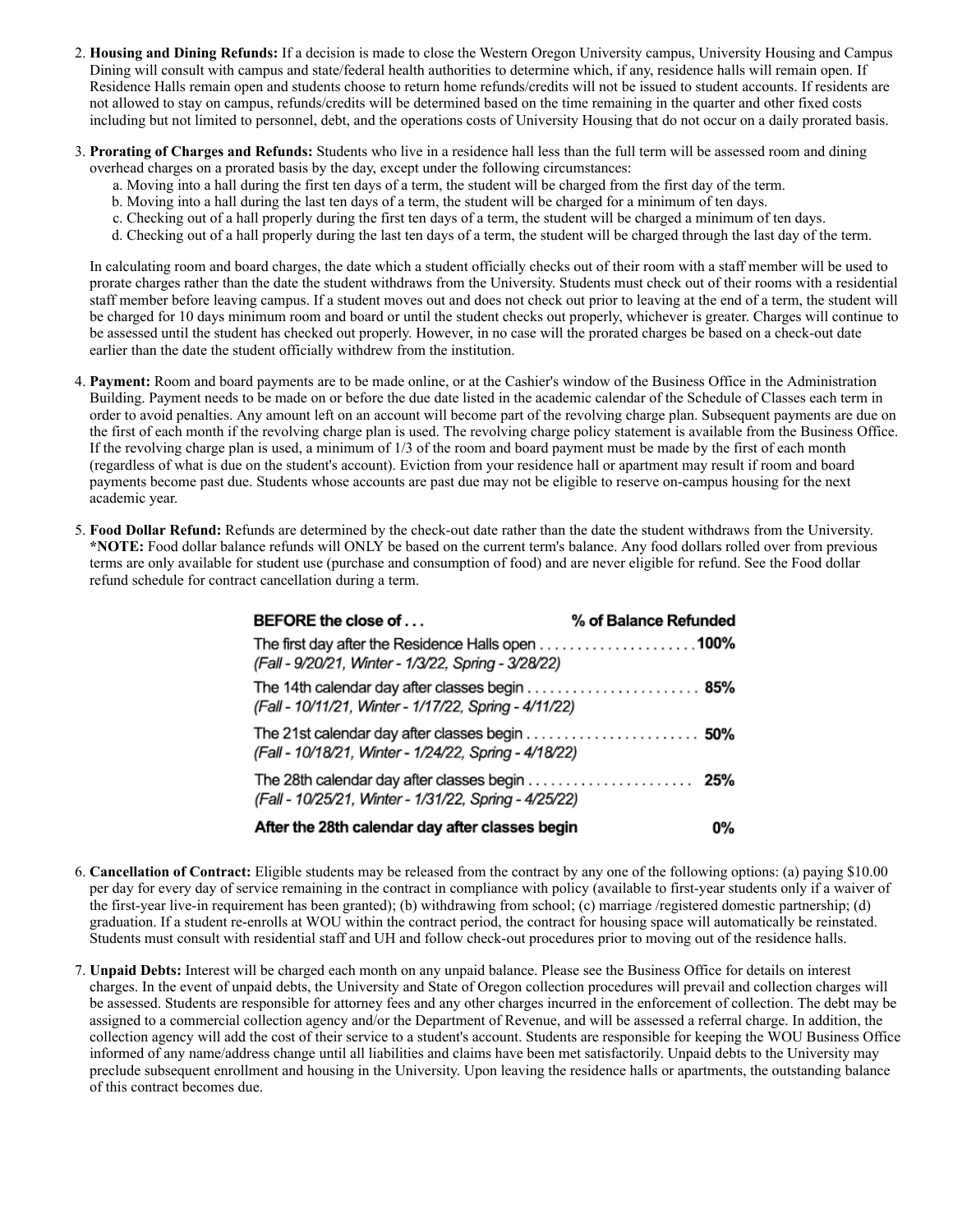2. **Housing and Dining Refunds:** If a decision is made to close the Western Oregon University campus, University Housing and Campus Dining will consult with campus and state/federal health authorities to determine which, if any, residence halls will remain open. If Residence Halls remain open and students choose to return home refunds/credits will not be issued to student accounts. If residents are not allowed to stay on campus, refunds/credits will be determined based on the time remaining in the quarter and other fixed costs including but not limited to personnel, debt, and the operations costs of University Housing that do not occur on a daily prorated basis.

3. **Prorating of Charges and Refunds:** Students who live in a residence hall less than the full term will be assessed room and dining overhead charges on a prorated basis by the day, except under the following circumstances:
   a. Moving into a hall during the first ten days of a term, the student will be charged from the first day of the term.
   b. Moving into a hall during the last ten days of a term, the student will be charged for a minimum of ten days.
   c. Checking out of a hall properly during the first ten days of a term, the student will be charged a minimum of ten days.
   d. Checking out of a hall properly during the last ten days of a term, the student will be charged through the last day of the term.

   In calculating room and board charges, the date which a student officially checks out of their room with a staff member will be used to prorate charges rather than the date the student withdraws from the University. Students must check out of their rooms with a residential staff member before leaving campus. If a student moves out and does not check out prior to leaving at the end of a term, the student will be charged for 10 days minimum room and board or until the student checks out properly, whichever is greater. Charges will continue to be assessed until the student has checked out properly. However, in no case will the prorated charges be based on a check-out date earlier than the date the student officially withdrew from the institution.

4. **Payment:** Room and board payments are to be made online, or at the Cashier's window of the Business Office in the Administration Building. Payment needs to be made on or before the due date listed in the academic calendar of the Schedule of Classes each term in order to avoid penalties. Any amount left on an account will become part of the revolving charge plan. Subsequent payments are due on the first of each month if the revolving charge plan is used. The revolving charge policy statement is available from the Business Office. If the revolving charge plan is used, a minimum of 1/3 of the room and board payment must be made by the first of each month (regardless of what is due on the student's account). Eviction from your residence hall or apartment may result if room and board payments become past due. Students whose accounts are past due may not be eligible to reserve on-campus housing for the next academic year.

5. **Food Dollar Refund:** Refunds are determined by the check-out date rather than the date the student withdraws from the University. ***NOTE:** Food dollar balance refunds will ONLY be based on the current term's balance. Any food dollars rolled over from previous terms are only available for student use (purchase and consumption of food) and are never eligible for refund. See the Food dollar refund schedule for contract cancellation during a term.

| BEFORE the close of . . . | % of Balance Refunded |
|---|---|
| The first day after the Residence Halls open<br>*(Fall - 9/20/21, Winter - 1/3/22, Spring - 3/28/22)* | **100%** |
| The 14th calendar day after classes begin<br>*(Fall - 10/11/21, Winter - 1/17/22, Spring - 4/11/22)* | **85%** |
| The 21st calendar day after classes begin<br>*(Fall - 10/18/21, Winter - 1/24/22, Spring - 4/18/22)* | **50%** |
| The 28th calendar day after classes begin<br>*(Fall - 10/25/21, Winter - 1/31/22, Spring - 4/25/22)* | **25%** |
| **After the 28th calendar day after classes begin** | **0%** |

6. **Cancellation of Contract:** Eligible students may be released from the contract by any one of the following options: (a) paying $10.00 per day for every day of service remaining in the contract in compliance with policy (available to first-year students only if a waiver of the first-year live-in requirement has been granted); (b) withdrawing from school; (c) marriage /registered domestic partnership; (d) graduation. If a student re-enrolls at WOU within the contract period, the contract for housing space will automatically be reinstated. Students must consult with residential staff and UH and follow check-out procedures prior to moving out of the residence halls.

7. **Unpaid Debts:** Interest will be charged each month on any unpaid balance. Please see the Business Office for details on interest charges. In the event of unpaid debts, the University and State of Oregon collection procedures will prevail and collection charges will be assessed. Students are responsible for attorney fees and any other charges incurred in the enforcement of collection. The debt may be assigned to a commercial collection agency and/or the Department of Revenue, and will be assessed a referral charge. In addition, the collection agency will add the cost of their service to a student's account. Students are responsible for keeping the WOU Business Office informed of any name/address change until all liabilities and claims have been met satisfactorily. Unpaid debts to the University may preclude subsequent enrollment and housing in the University. Upon leaving the residence halls or apartments, the outstanding balance of this contract becomes due.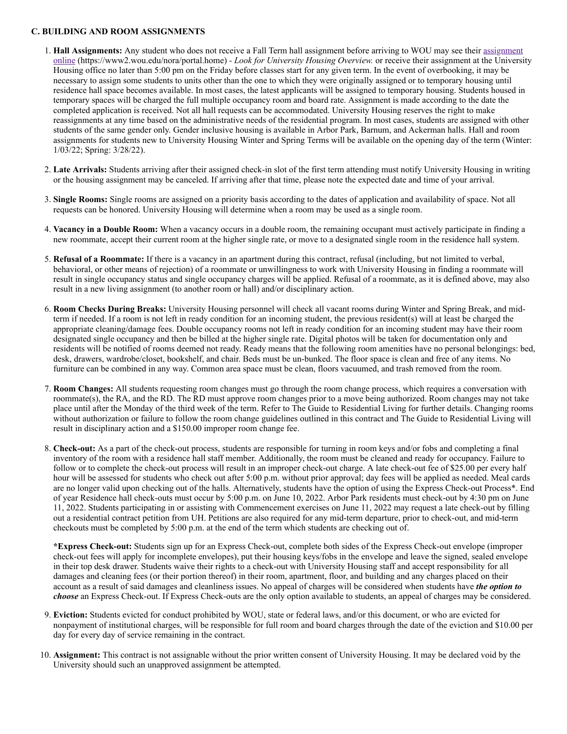### C. BUILDING AND ROOM ASSIGNMENTS

1. **Hall Assignments:** Any student who does not receive a Fall Term hall assignment before arriving to WOU may see their [assignment online](https://www2.wou.edu/nora/portal.home) (https://www2.wou.edu/nora/portal.home) - *Look for University Housing Overview.* or receive their assignment at the University Housing office no later than 5:00 pm on the Friday before classes start for any given term. In the event of overbooking, it may be necessary to assign some students to units other than the one to which they were originally assigned or to temporary housing until residence hall space becomes available. In most cases, the latest applicants will be assigned to temporary housing. Students housed in temporary spaces will be charged the full multiple occupancy room and board rate. Assignment is made according to the date the completed application is received. Not all hall requests can be accommodated. University Housing reserves the right to make reassignments at any time based on the administrative needs of the residential program. In most cases, students are assigned with other students of the same gender only. Gender inclusive housing is available in Arbor Park, Barnum, and Ackerman halls. Hall and room assignments for students new to University Housing Winter and Spring Terms will be available on the opening day of the term (Winter: 1/03/22; Spring: 3/28/22).

2. **Late Arrivals:** Students arriving after their assigned check-in slot of the first term attending must notify University Housing in writing or the housing assignment may be canceled. If arriving after that time, please note the expected date and time of your arrival.

3. **Single Rooms:** Single rooms are assigned on a priority basis according to the dates of application and availability of space. Not all requests can be honored. University Housing will determine when a room may be used as a single room.

4. **Vacancy in a Double Room:** When a vacancy occurs in a double room, the remaining occupant must actively participate in finding a new roommate, accept their current room at the higher single rate, or move to a designated single room in the residence hall system.

5. **Refusal of a Roommate:** If there is a vacancy in an apartment during this contract, refusal (including, but not limited to verbal, behavioral, or other means of rejection) of a roommate or unwillingness to work with University Housing in finding a roommate will result in single occupancy status and single occupancy charges will be applied. Refusal of a roommate, as it is defined above, may also result in a new living assignment (to another room or hall) and/or disciplinary action.

6. **Room Checks During Breaks:** University Housing personnel will check all vacant rooms during Winter and Spring Break, and mid-term if needed. If a room is not left in ready condition for an incoming student, the previous resident(s) will at least be charged the appropriate cleaning/damage fees. Double occupancy rooms not left in ready condition for an incoming student may have their room designated single occupancy and then be billed at the higher single rate. Digital photos will be taken for documentation only and residents will be notified of rooms deemed not ready. Ready means that the following room amenities have no personal belongings: bed, desk, drawers, wardrobe/closet, bookshelf, and chair. Beds must be un-bunked. The floor space is clean and free of any items. No furniture can be combined in any way. Common area space must be clean, floors vacuumed, and trash removed from the room.

7. **Room Changes:** All students requesting room changes must go through the room change process, which requires a conversation with roommate(s), the RA, and the RD. The RD must approve room changes prior to a move being authorized. Room changes may not take place until after the Monday of the third week of the term. Refer to The Guide to Residential Living for further details. Changing rooms without authorization or failure to follow the room change guidelines outlined in this contract and The Guide to Residential Living will result in disciplinary action and a $150.00 improper room change fee.

8. **Check-out:** As a part of the check-out process, students are responsible for turning in room keys and/or fobs and completing a final inventory of the room with a residence hall staff member. Additionally, the room must be cleaned and ready for occupancy. Failure to follow or to complete the check-out process will result in an improper check-out charge. A late check-out fee of $25.00 per every half hour will be assessed for students who check out after 5:00 p.m. without prior approval; day fees will be applied as needed. Meal cards are no longer valid upon checking out of the halls. Alternatively, students have the option of using the Express Check-out Process*. End of year Residence hall check-outs must occur by 5:00 p.m. on June 10, 2022. Arbor Park residents must check-out by 4:30 pm on June 11, 2022. Students participating in or assisting with Commencement exercises on June 11, 2022 may request a late check-out by filling out a residential contract petition from UH. Petitions are also required for any mid-term departure, prior to check-out, and mid-term checkouts must be completed by 5:00 p.m. at the end of the term which students are checking out of.

   ***Express Check-out:** Students sign up for an Express Check-out, complete both sides of the Express Check-out envelope (improper check-out fees will apply for incomplete envelopes), put their housing keys/fobs in the envelope and leave the signed, sealed envelope in their top desk drawer. Students waive their rights to a check-out with University Housing staff and accept responsibility for all damages and cleaning fees (or their portion thereof) in their room, apartment, floor, and building and any charges placed on their account as a result of said damages and cleanliness issues. No appeal of charges will be considered when students have ***the option to choose*** an Express Check-out. If Express Check-outs are the only option available to students, an appeal of charges may be considered.

9. **Eviction:** Students evicted for conduct prohibited by WOU, state or federal laws, and/or this document, or who are evicted for nonpayment of institutional charges, will be responsible for full room and board charges through the date of the eviction and $10.00 per day for every day of service remaining in the contract.

10. **Assignment:** This contract is not assignable without the prior written consent of University Housing. It may be declared void by the University should such an unapproved assignment be attempted.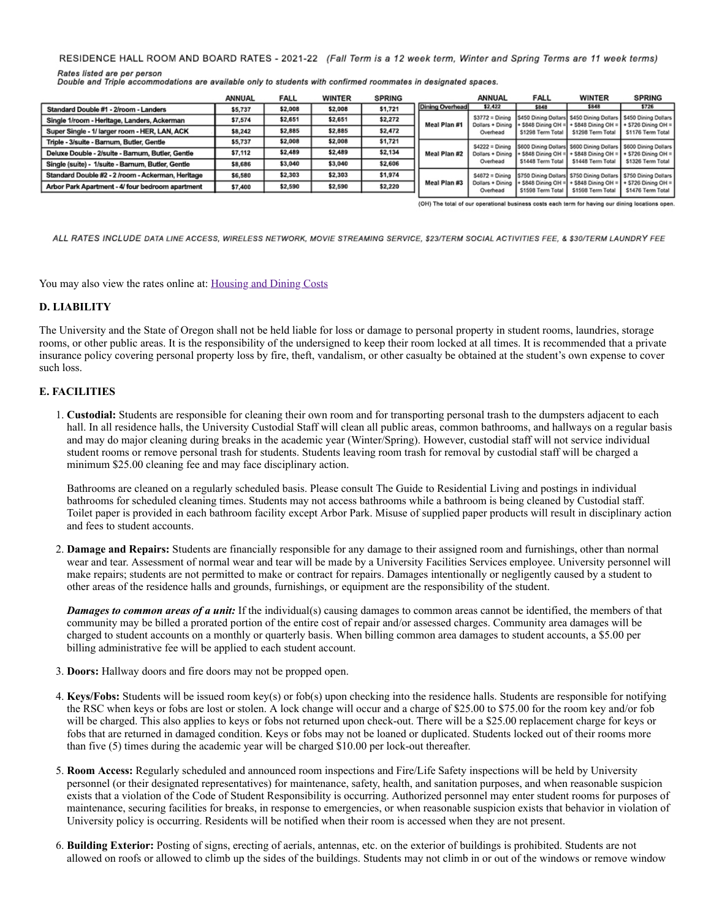RESIDENCE HALL ROOM AND BOARD RATES - 2021-22 *(Fall Term is a 12 week term, Winter and Spring Terms are 11 week terms)*

*Rates listed are per person*
*Double and Triple accommodations are available only to students with confirmed roommates in designated spaces.*

| | ANNUAL | FALL | WINTER | SPRING |
|---|---|---|---|---|
| Standard Double #1 - 2/room - Landers | $5,737 | $2,008 | $2,008 | $1,721 |
| Single 1/room - Heritage, Landers, Ackerman | $7,574 | $2,651 | $2,651 | $2,272 |
| Super Single - 1/ larger room - HER, LAN, ACK | $8,242 | $2,885 | $2,885 | $2,472 |
| Triple - 3/suite - Barnum, Butler, Gentle | $5,737 | $2,008 | $2,008 | $1,721 |
| Deluxe Double - 2/suite - Barnum, Butler, Gentle | $7,112 | $2,489 | $2,489 | $2,134 |
| Single (suite) - 1/suite - Barnum, Butler, Gentle | $8,686 | $3,040 | $3,040 | $2,606 |
| Standard Double #2 - 2 /room - Ackerman, Heritage | $6,580 | $2,303 | $2,303 | $1,974 |
| Arbor Park Apartment - 4/ four bedroom apartment | $7,400 | $2,590 | $2,590 | $2,220 |

| | ANNUAL | FALL | WINTER | SPRING |
|---|---|---|---|---|
| Dining Overhead | $2,422 | $848 | $848 | $726 |
| Meal Plan #1 | $3772 = Dining Dollars + Dining Overhead | $450 Dining Dollars + $848 Dining OH = $1298 Term Total | $450 Dining Dollars + $848 Dining OH = $1298 Term Total | $450 Dining Dollars + $726 Dining OH = $1176 Term Total |
| Meal Plan #2 | $4222 = Dining Dollars + Dining Overhead | $600 Dining Dollars + $848 Dining OH = $1448 Term Total | $600 Dining Dollars + $848 Dining OH = $1448 Term Total | $600 Dining Dollars + $726 Dining OH = $1326 Term Total |
| Meal Plan #3 | $4672 = Dining Dollars + Dining Overhead | $750 Dining Dollars + $848 Dining OH = $1598 Term Total | $750 Dining Dollars + $848 Dining OH = $1598 Term Total | $750 Dining Dollars + $726 Dining OH = $1476 Term Total |

(OH) The total of our operational business costs each term for having our dining locations open.

*ALL RATES INCLUDE DATA LINE ACCESS, WIRELESS NETWORK, MOVIE STREAMING SERVICE, $23/TERM SOCIAL ACTIVITIES FEE, & $30/TERM LAUNDRY FEE*

You may also view the rates online at: Housing and Dining Costs

### D. LIABILITY

The University and the State of Oregon shall not be held liable for loss or damage to personal property in student rooms, laundries, storage rooms, or other public areas. It is the responsibility of the undersigned to keep their room locked at all times. It is recommended that a private insurance policy covering personal property loss by fire, theft, vandalism, or other casualty be obtained at the student's own expense to cover such loss.

### E. FACILITIES

1. **Custodial:** Students are responsible for cleaning their own room and for transporting personal trash to the dumpsters adjacent to each hall. In all residence halls, the University Custodial Staff will clean all public areas, common bathrooms, and hallways on a regular basis and may do major cleaning during breaks in the academic year (Winter/Spring). However, custodial staff will not service individual student rooms or remove personal trash for students. Students leaving room trash for removal by custodial staff will be charged a minimum $25.00 cleaning fee and may face disciplinary action.

   Bathrooms are cleaned on a regularly scheduled basis. Please consult The Guide to Residential Living and postings in individual bathrooms for scheduled cleaning times. Students may not access bathrooms while a bathroom is being cleaned by Custodial staff. Toilet paper is provided in each bathroom facility except Arbor Park. Misuse of supplied paper products will result in disciplinary action and fees to student accounts.

2. **Damage and Repairs:** Students are financially responsible for any damage to their assigned room and furnishings, other than normal wear and tear. Assessment of normal wear and tear will be made by a University Facilities Services employee. University personnel will make repairs; students are not permitted to make or contract for repairs. Damages intentionally or negligently caused by a student to other areas of the residence halls and grounds, furnishings, or equipment are the responsibility of the student.

   ***Damages to common areas of a unit:*** If the individual(s) causing damages to common areas cannot be identified, the members of that community may be billed a prorated portion of the entire cost of repair and/or assessed charges. Community area damages will be charged to student accounts on a monthly or quarterly basis. When billing common area damages to student accounts, a $5.00 per billing administrative fee will be applied to each student account.

3. **Doors:** Hallway doors and fire doors may not be propped open.

4. **Keys/Fobs:** Students will be issued room key(s) or fob(s) upon checking into the residence halls. Students are responsible for notifying the RSC when keys or fobs are lost or stolen. A lock change will occur and a charge of $25.00 to $75.00 for the room key and/or fob will be charged. This also applies to keys or fobs not returned upon check-out. There will be a $25.00 replacement charge for keys or fobs that are returned in damaged condition. Keys or fobs may not be loaned or duplicated. Students locked out of their rooms more than five (5) times during the academic year will be charged $10.00 per lock-out thereafter.

5. **Room Access:** Regularly scheduled and announced room inspections and Fire/Life Safety inspections will be held by University personnel (or their designated representatives) for maintenance, safety, health, and sanitation purposes, and when reasonable suspicion exists that a violation of the Code of Student Responsibility is occurring. Authorized personnel may enter student rooms for purposes of maintenance, securing facilities for breaks, in response to emergencies, or when reasonable suspicion exists that behavior in violation of University policy is occurring. Residents will be notified when their room is accessed when they are not present.

6. **Building Exterior:** Posting of signs, erecting of aerials, antennas, etc. on the exterior of buildings is prohibited. Students are not allowed on roofs or allowed to climb up the sides of the buildings. Students may not climb in or out of the windows or remove window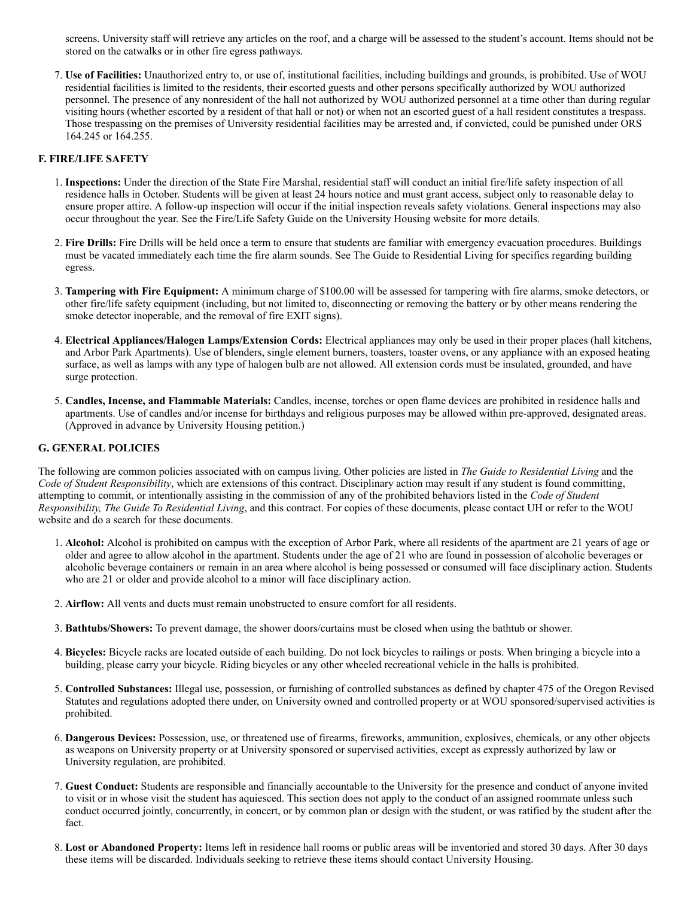screens. University staff will retrieve any articles on the roof, and a charge will be assessed to the student's account. Items should not be stored on the catwalks or in other fire egress pathways.

7. **Use of Facilities:** Unauthorized entry to, or use of, institutional facilities, including buildings and grounds, is prohibited. Use of WOU residential facilities is limited to the residents, their escorted guests and other persons specifically authorized by WOU authorized personnel. The presence of any nonresident of the hall not authorized by WOU authorized personnel at a time other than during regular visiting hours (whether escorted by a resident of that hall or not) or when not an escorted guest of a hall resident constitutes a trespass. Those trespassing on the premises of University residential facilities may be arrested and, if convicted, could be punished under ORS 164.245 or 164.255.

### F. FIRE/LIFE SAFETY

1. **Inspections:** Under the direction of the State Fire Marshal, residential staff will conduct an initial fire/life safety inspection of all residence halls in October. Students will be given at least 24 hours notice and must grant access, subject only to reasonable delay to ensure proper attire. A follow-up inspection will occur if the initial inspection reveals safety violations. General inspections may also occur throughout the year. See the Fire/Life Safety Guide on the University Housing website for more details.

2. **Fire Drills:** Fire Drills will be held once a term to ensure that students are familiar with emergency evacuation procedures. Buildings must be vacated immediately each time the fire alarm sounds. See The Guide to Residential Living for specifics regarding building egress.

3. **Tampering with Fire Equipment:** A minimum charge of $100.00 will be assessed for tampering with fire alarms, smoke detectors, or other fire/life safety equipment (including, but not limited to, disconnecting or removing the battery or by other means rendering the smoke detector inoperable, and the removal of fire EXIT signs).

4. **Electrical Appliances/Halogen Lamps/Extension Cords:** Electrical appliances may only be used in their proper places (hall kitchens, and Arbor Park Apartments). Use of blenders, single element burners, toasters, toaster ovens, or any appliance with an exposed heating surface, as well as lamps with any type of halogen bulb are not allowed. All extension cords must be insulated, grounded, and have surge protection.

5. **Candles, Incense, and Flammable Materials:** Candles, incense, torches or open flame devices are prohibited in residence halls and apartments. Use of candles and/or incense for birthdays and religious purposes may be allowed within pre-approved, designated areas. (Approved in advance by University Housing petition.)

### G. GENERAL POLICIES

The following are common policies associated with on campus living. Other policies are listed in *The Guide to Residential Living* and the *Code of Student Responsibility*, which are extensions of this contract. Disciplinary action may result if any student is found committing, attempting to commit, or intentionally assisting in the commission of any of the prohibited behaviors listed in the *Code of Student Responsibility, The Guide To Residential Living*, and this contract. For copies of these documents, please contact UH or refer to the WOU website and do a search for these documents.

1. **Alcohol:** Alcohol is prohibited on campus with the exception of Arbor Park, where all residents of the apartment are 21 years of age or older and agree to allow alcohol in the apartment. Students under the age of 21 who are found in possession of alcoholic beverages or alcoholic beverage containers or remain in an area where alcohol is being possessed or consumed will face disciplinary action. Students who are 21 or older and provide alcohol to a minor will face disciplinary action.

2. **Airflow:** All vents and ducts must remain unobstructed to ensure comfort for all residents.

3. **Bathtubs/Showers:** To prevent damage, the shower doors/curtains must be closed when using the bathtub or shower.

4. **Bicycles:** Bicycle racks are located outside of each building. Do not lock bicycles to railings or posts. When bringing a bicycle into a building, please carry your bicycle. Riding bicycles or any other wheeled recreational vehicle in the halls is prohibited.

5. **Controlled Substances:** Illegal use, possession, or furnishing of controlled substances as defined by chapter 475 of the Oregon Revised Statutes and regulations adopted there under, on University owned and controlled property or at WOU sponsored/supervised activities is prohibited.

6. **Dangerous Devices:** Possession, use, or threatened use of firearms, fireworks, ammunition, explosives, chemicals, or any other objects as weapons on University property or at University sponsored or supervised activities, except as expressly authorized by law or University regulation, are prohibited.

7. **Guest Conduct:** Students are responsible and financially accountable to the University for the presence and conduct of anyone invited to visit or in whose visit the student has aquiesced. This section does not apply to the conduct of an assigned roommate unless such conduct occurred jointly, concurrently, in concert, or by common plan or design with the student, or was ratified by the student after the fact.

8. **Lost or Abandoned Property:** Items left in residence hall rooms or public areas will be inventoried and stored 30 days. After 30 days these items will be discarded. Individuals seeking to retrieve these items should contact University Housing.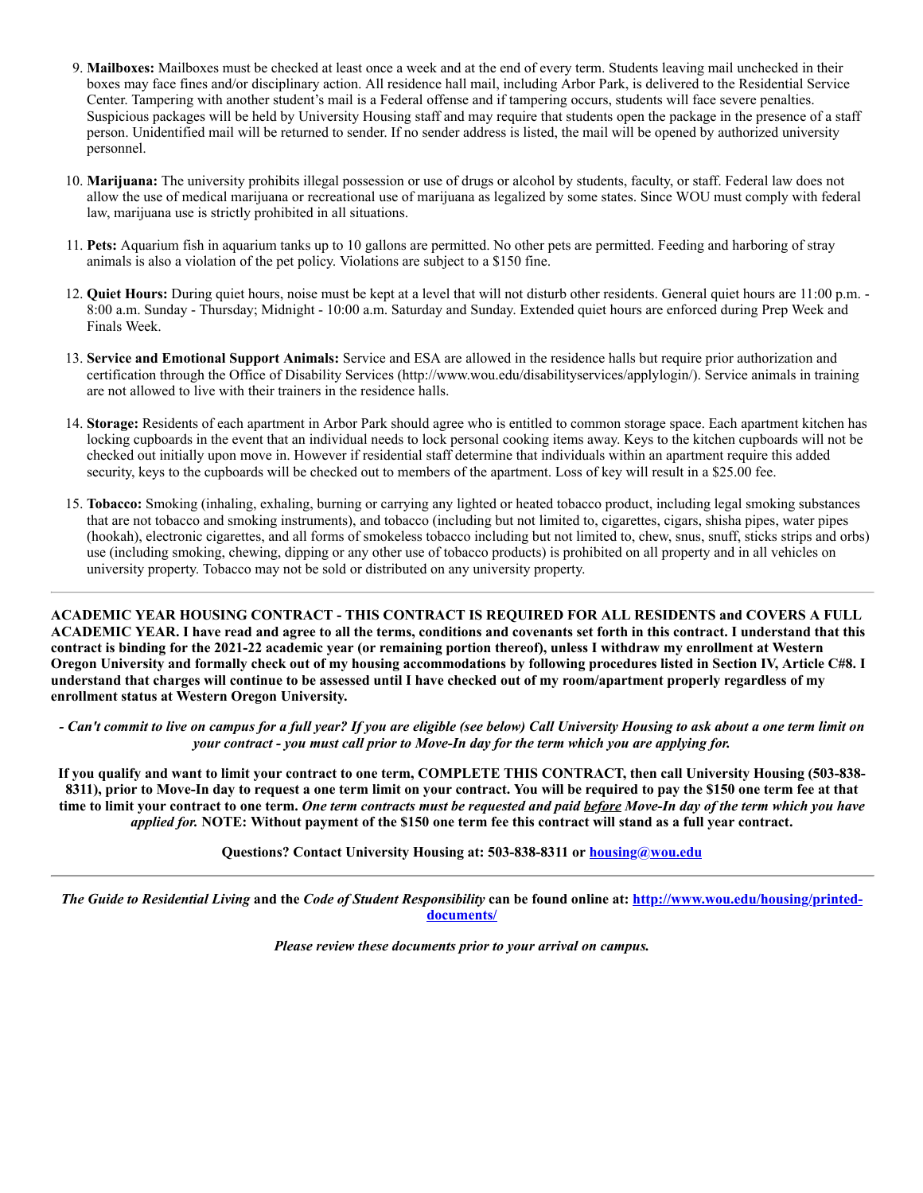9. **Mailboxes:** Mailboxes must be checked at least once a week and at the end of every term. Students leaving mail unchecked in their boxes may face fines and/or disciplinary action. All residence hall mail, including Arbor Park, is delivered to the Residential Service Center. Tampering with another student's mail is a Federal offense and if tampering occurs, students will face severe penalties. Suspicious packages will be held by University Housing staff and may require that students open the package in the presence of a staff person. Unidentified mail will be returned to sender. If no sender address is listed, the mail will be opened by authorized university personnel.

10. **Marijuana:** The university prohibits illegal possession or use of drugs or alcohol by students, faculty, or staff. Federal law does not allow the use of medical marijuana or recreational use of marijuana as legalized by some states. Since WOU must comply with federal law, marijuana use is strictly prohibited in all situations.

11. **Pets:** Aquarium fish in aquarium tanks up to 10 gallons are permitted. No other pets are permitted. Feeding and harboring of stray animals is also a violation of the pet policy. Violations are subject to a $150 fine.

12. **Quiet Hours:** During quiet hours, noise must be kept at a level that will not disturb other residents. General quiet hours are 11:00 p.m. - 8:00 a.m. Sunday - Thursday; Midnight - 10:00 a.m. Saturday and Sunday. Extended quiet hours are enforced during Prep Week and Finals Week.

13. **Service and Emotional Support Animals:** Service and ESA are allowed in the residence halls but require prior authorization and certification through the Office of Disability Services (http://www.wou.edu/disabilityservices/applylogin/). Service animals in training are not allowed to live with their trainers in the residence halls.

14. **Storage:** Residents of each apartment in Arbor Park should agree who is entitled to common storage space. Each apartment kitchen has locking cupboards in the event that an individual needs to lock personal cooking items away. Keys to the kitchen cupboards will not be checked out initially upon move in. However if residential staff determine that individuals within an apartment require this added security, keys to the cupboards will be checked out to members of the apartment. Loss of key will result in a $25.00 fee.

15. **Tobacco:** Smoking (inhaling, exhaling, burning or carrying any lighted or heated tobacco product, including legal smoking substances that are not tobacco and smoking instruments), and tobacco (including but not limited to, cigarettes, cigars, shisha pipes, water pipes (hookah), electronic cigarettes, and all forms of smokeless tobacco including but not limited to, chew, snus, snuff, sticks strips and orbs) use (including smoking, chewing, dipping or any other use of tobacco products) is prohibited on all property and in all vehicles on university property. Tobacco may not be sold or distributed on any university property.

---

**ACADEMIC YEAR HOUSING CONTRACT - THIS CONTRACT IS REQUIRED FOR ALL RESIDENTS and COVERS A FULL ACADEMIC YEAR. I have read and agree to all the terms, conditions and covenants set forth in this contract. I understand that this contract is binding for the 2021-22 academic year (or remaining portion thereof), unless I withdraw my enrollment at Western Oregon University and formally check out of my housing accommodations by following procedures listed in Section IV, Article C#8. I understand that charges will continue to be assessed until I have checked out of my room/apartment properly regardless of my enrollment status at Western Oregon University.**

***- Can't commit to live on campus for a full year? If you are eligible (see below) Call University Housing to ask about a one term limit on your contract - you must call prior to Move-In day for the term which you are applying for.***

**If you qualify and want to limit your contract to one term, COMPLETE THIS CONTRACT, then call University Housing (503-838-8311), prior to Move-In day to request a one term limit on your contract. You will be required to pay the $150 one term fee at that time to limit your contract to one term. *One term contracts must be requested and paid before Move-In day of the term which you have applied for.* NOTE: Without payment of the $150 one term fee this contract will stand as a full year contract.**

**Questions? Contact University Housing at: 503-838-8311 or housing@wou.edu**

---

***The Guide to Residential Living* and the *Code of Student Responsibility* can be found online at: http://www.wou.edu/housing/printed-documents/**

***Please review these documents prior to your arrival on campus.***